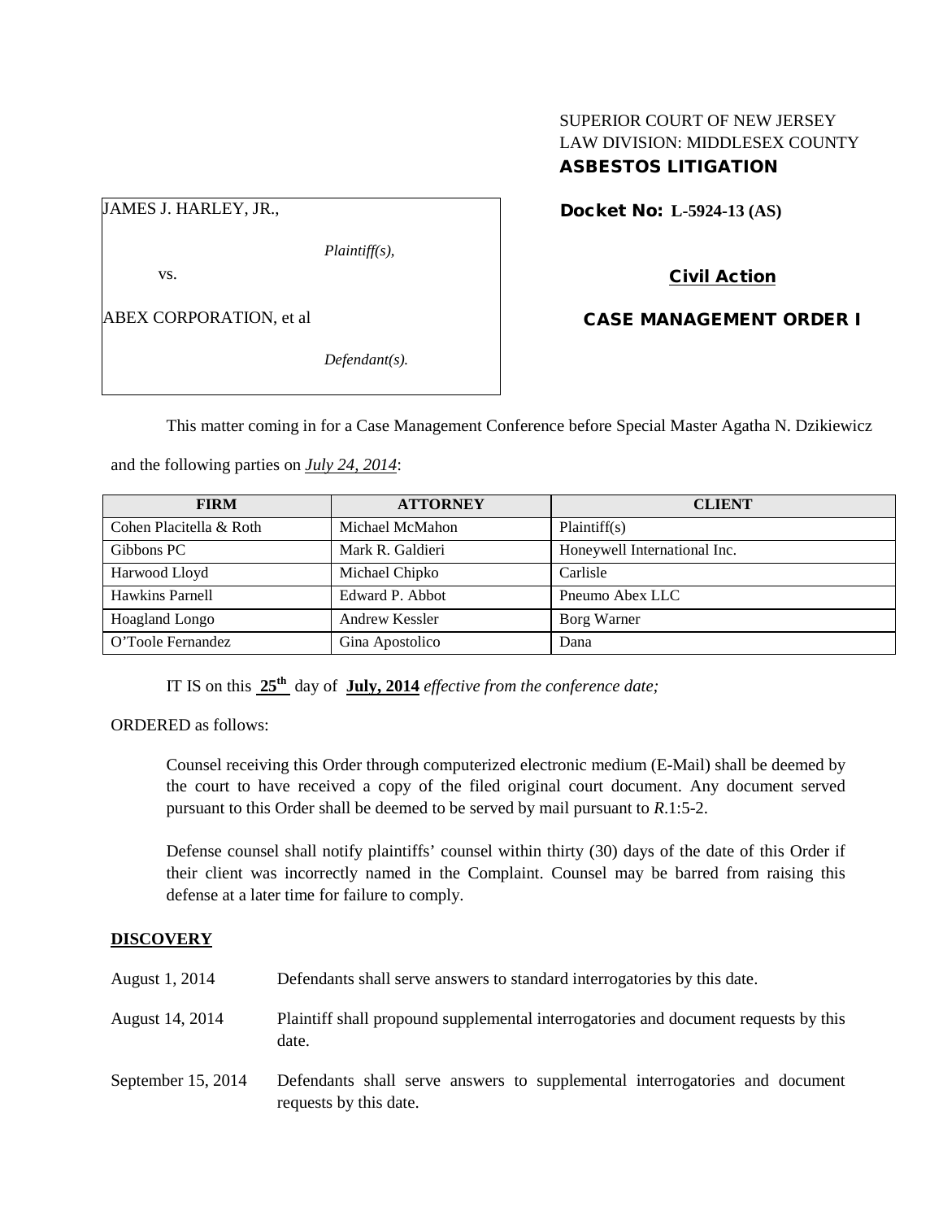SUPERIOR COURT OF NEW JERSEY
LAW DIVISION: MIDDLESEX COUNTY
**ASBESTOS LITIGATION**

JAMES J. HARLEY, JR.,

*Plaintiff(s),*

vs.

ABEX CORPORATION, et al

*Defendant(s).*

**Docket No: L-5924-13 (AS)**

**Civil Action**

**CASE MANAGEMENT ORDER I**

This matter coming in for a Case Management Conference before Special Master Agatha N. Dzikiewicz and the following parties on *July 24, 2014*:

| FIRM | ATTORNEY | CLIENT |
| --- | --- | --- |
| Cohen Placitella & Roth | Michael McMahon | Plaintiff(s) |
| Gibbons PC | Mark R. Galdieri | Honeywell International Inc. |
| Harwood Lloyd | Michael Chipko | Carlisle |
| Hawkins Parnell | Edward P. Abbot | Pneumo Abex LLC |
| Hoagland Longo | Andrew Kessler | Borg Warner |
| O'Toole Fernandez | Gina Apostolico | Dana |

IT IS on this **25th** day of **July, 2014** *effective from the conference date;*

ORDERED as follows:

Counsel receiving this Order through computerized electronic medium (E-Mail) shall be deemed by the court to have received a copy of the filed original court document. Any document served pursuant to this Order shall be deemed to be served by mail pursuant to *R*.1:5-2.

Defense counsel shall notify plaintiffs' counsel within thirty (30) days of the date of this Order if their client was incorrectly named in the Complaint. Counsel may be barred from raising this defense at a later time for failure to comply.

## DISCOVERY

| | |
| --- | --- |
| August 1, 2014 | Defendants shall serve answers to standard interrogatories by this date. |
| August 14, 2014 | Plaintiff shall propound supplemental interrogatories and document requests by this date. |
| September 15, 2014 | Defendants shall serve answers to supplemental interrogatories and document requests by this date. |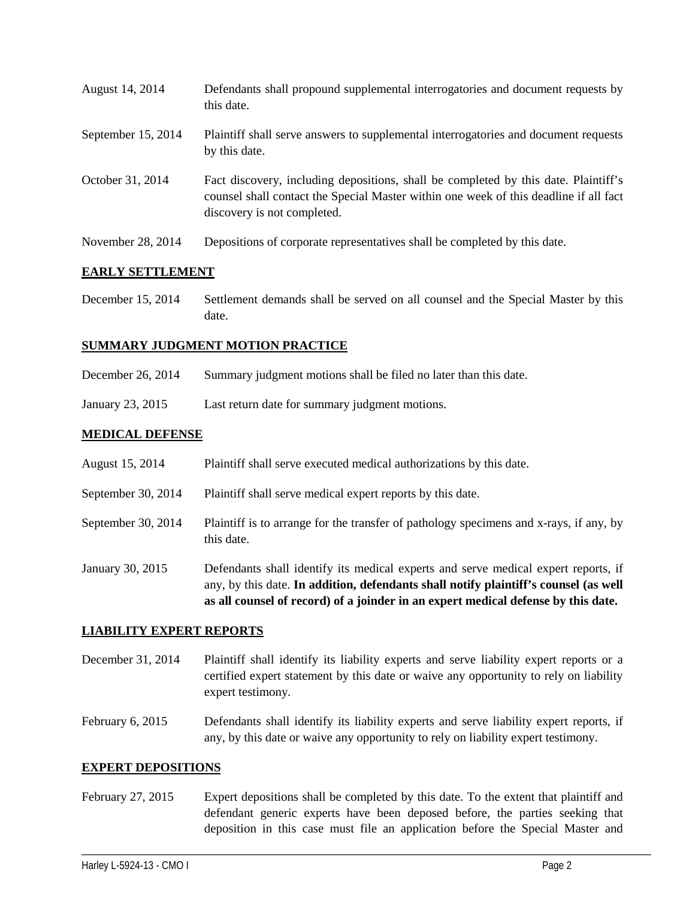| | |
|---|---|
| August 14, 2014 | Defendants shall propound supplemental interrogatories and document requests by this date. |
| September 15, 2014 | Plaintiff shall serve answers to supplemental interrogatories and document requests by this date. |
| October 31, 2014 | Fact discovery, including depositions, shall be completed by this date. Plaintiff's counsel shall contact the Special Master within one week of this deadline if all fact discovery is not completed. |
| November 28, 2014 | Depositions of corporate representatives shall be completed by this date. |

## EARLY SETTLEMENT

| | |
|---|---|
| December 15, 2014 | Settlement demands shall be served on all counsel and the Special Master by this date. |

## SUMMARY JUDGMENT MOTION PRACTICE

| | |
|---|---|
| December 26, 2014 | Summary judgment motions shall be filed no later than this date. |
| January 23, 2015 | Last return date for summary judgment motions. |

## MEDICAL DEFENSE

| | |
|---|---|
| August 15, 2014 | Plaintiff shall serve executed medical authorizations by this date. |
| September 30, 2014 | Plaintiff shall serve medical expert reports by this date. |
| September 30, 2014 | Plaintiff is to arrange for the transfer of pathology specimens and x-rays, if any, by this date. |
| January 30, 2015 | Defendants shall identify its medical experts and serve medical expert reports, if any, by this date. **In addition, defendants shall notify plaintiff's counsel (as well as all counsel of record) of a joinder in an expert medical defense by this date.** |

## LIABILITY EXPERT REPORTS

| | |
|---|---|
| December 31, 2014 | Plaintiff shall identify its liability experts and serve liability expert reports or a certified expert statement by this date or waive any opportunity to rely on liability expert testimony. |
| February 6, 2015 | Defendants shall identify its liability experts and serve liability expert reports, if any, by this date or waive any opportunity to rely on liability expert testimony. |

## EXPERT DEPOSITIONS

| | |
|---|---|
| February 27, 2015 | Expert depositions shall be completed by this date. To the extent that plaintiff and defendant generic experts have been deposed before, the parties seeking that deposition in this case must file an application before the Special Master and |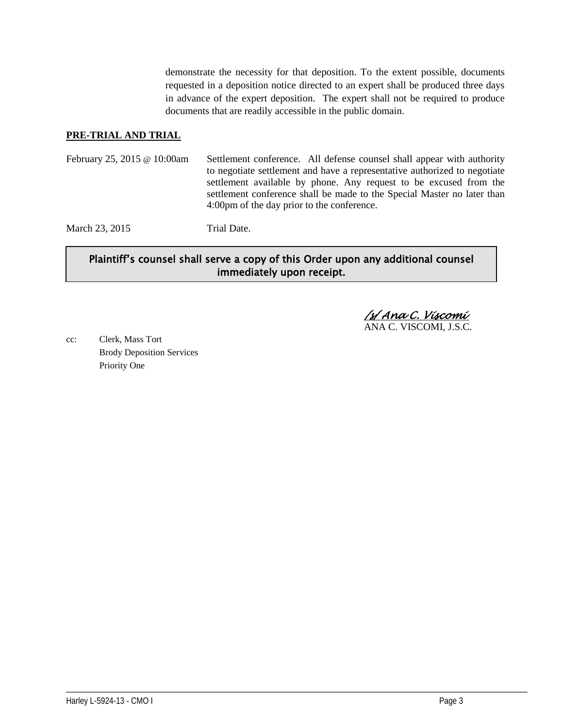demonstrate the necessity for that deposition. To the extent possible, documents requested in a deposition notice directed to an expert shall be produced three days in advance of the expert deposition. The expert shall not be required to produce documents that are readily accessible in the public domain.

**PRE-TRIAL AND TRIAL**

| | |
|---|---|
| February 25, 2015 @ 10:00am | Settlement conference. All defense counsel shall appear with authority to negotiate settlement and have a representative authorized to negotiate settlement available by phone. Any request to be excused from the settlement conference shall be made to the Special Master no later than 4:00pm of the day prior to the conference. |
| March 23, 2015 | Trial Date. |

**Plaintiff's counsel shall serve a copy of this Order upon any additional counsel immediately upon receipt.**

/s/ Ana C. Viscomi
ANA C. VISCOMI, J.S.C.

cc: Clerk, Mass Tort
Brody Deposition Services
Priority One